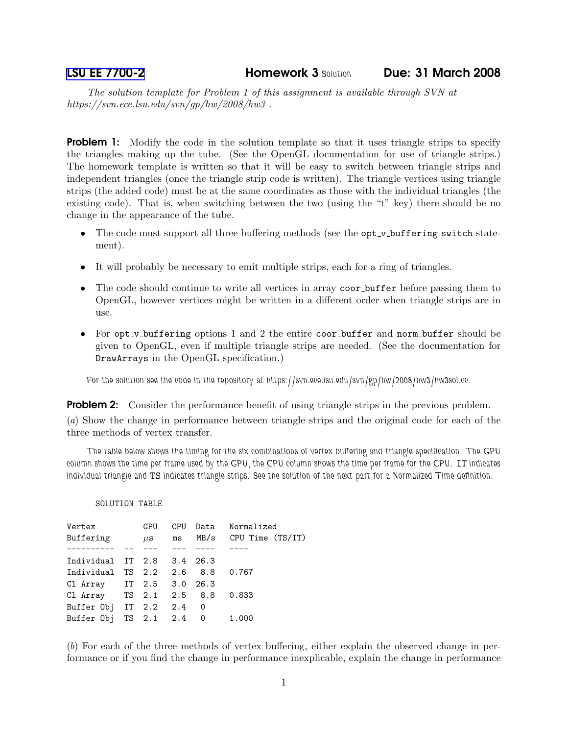# LSU EE 7700-2 Homework 3 Solution Due: 31 March 2008

*The solution template for Problem 1 of this assignment is available through SVN at https://svn.ece.lsu.edu/svn/gp/hw/2008/hw3 .*

**Problem 1:** Modify the code in the solution template so that it uses triangle strips to specify the triangles making up the tube. (See the OpenGL documentation for use of triangle strips.) The homework template is written so that it will be easy to switch between triangle strips and independent triangles (once the triangle strip code is written). The triangle vertices using triangle strips (the added code) must be at the same coordinates as those with the individual triangles (the existing code). That is, when switching between the two (using the "t" key) there should be no change in the appearance of the tube.

- The code must support all three buffering methods (see the `opt_v_buffering switch` statement).
- It will probably be necessary to emit multiple strips, each for a ring of triangles.
- The code should continue to write all vertices in array `coor_buffer` before passing them to OpenGL, however vertices might be written in a different order when triangle strips are in use.
- For `opt_v_buffering` options 1 and 2 the entire `coor_buffer` and `norm_buffer` should be given to OpenGL, even if multiple triangle strips are needed. (See the documentation for `DrawArrays` in the OpenGL specification.)

For the solution see the code in the repository at https://svn.ece.lsu.edu/svn/gp/hw/2008/hw3/hw3sol.cc.

**Problem 2:** Consider the performance benefit of using triangle strips in the previous problem.

(*a*) Show the change in performance between triangle strips and the original code for each of the three methods of vertex transfer.

The table below shows the timing for the six combinations of vertex buffering and triangle specification. The GPU column shows the time per frame used by the GPU, the CPU column shows the time per frame for the CPU. IT indicates individual triangle and TS indicates triangle strips. See the solution of the next part for a Normalized Time definition.

SOLUTION TABLE

| Vertex Buffering | | GPU $\mu$s | CPU ms | Data MB/s | Normalized CPU Time (TS/IT) |
|---|---|---|---|---|---|
| Individual | IT | 2.8 | 3.4 | 26.3 | |
| Individual | TS | 2.2 | 2.6 | 8.8 | 0.767 |
| Cl Array | IT | 2.5 | 3.0 | 26.3 | |
| Cl Array | TS | 2.1 | 2.5 | 8.8 | 0.833 |
| Buffer Obj | IT | 2.2 | 2.4 | 0 | |
| Buffer Obj | TS | 2.1 | 2.4 | 0 | 1.000 |

(*b*) For each of the three methods of vertex buffering, either explain the observed change in performance or if you find the change in performance inexplicable, explain the change in performance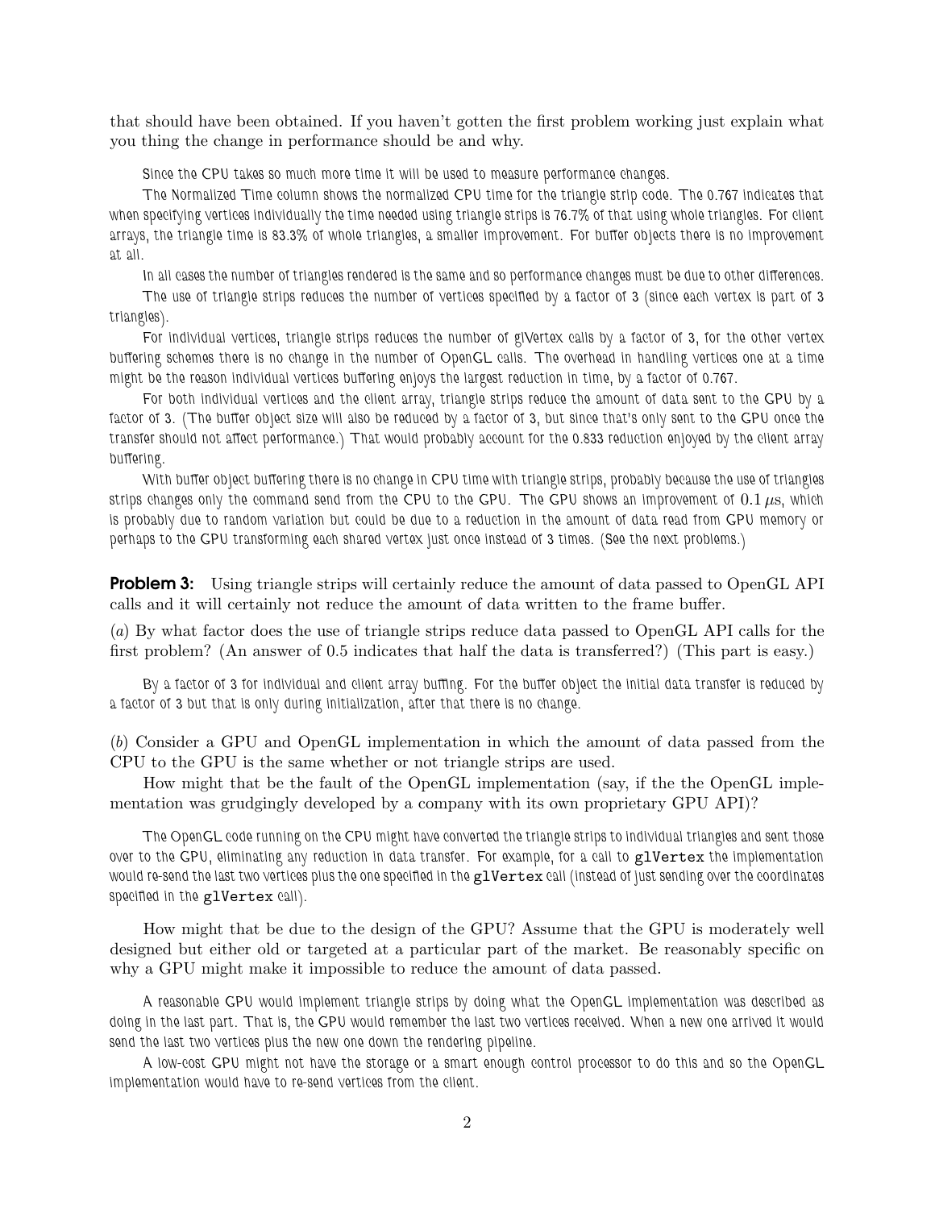that should have been obtained. If you haven't gotten the first problem working just explain what you thing the change in performance should be and why.

Since the CPU takes so much more time it will be used to measure performance changes.

The Normalized Time column shows the normalized CPU time for the triangle strip code. The 0.767 indicates that when specifying vertices individually the time needed using triangle strips is 76.7% of that using whole triangles. For client arrays, the triangle time is 83.3% of whole triangles, a smaller improvement. For buffer objects there is no improvement at all.

In all cases the number of triangles rendered is the same and so performance changes must be due to other differences.

The use of triangle strips reduces the number of vertices specified by a factor of 3 (since each vertex is part of 3 triangles).

For individual vertices, triangle strips reduces the number of glVertex calls by a factor of 3, for the other vertex buffering schemes there is no change in the number of OpenGL calls. The overhead in handling vertices one at a time might be the reason individual vertices buffering enjoys the largest reduction in time, by a factor of 0.767.

For both individual vertices and the client array, triangle strips reduce the amount of data sent to the GPU by a factor of 3. (The buffer object size will also be reduced by a factor of 3, but since that's only sent to the GPU once the transfer should not affect performance.) That would probably account for the 0.833 reduction enjoyed by the client array buffering.

With buffer object buffering there is no change in CPU time with triangle strips, probably because the use of triangles strips changes only the command send from the CPU to the GPU. The GPU shows an improvement of $0.1\,\mu$s, which is probably due to random variation but could be due to a reduction in the amount of data read from GPU memory or perhaps to the GPU transforming each shared vertex just once instead of 3 times. (See the next problems.)

**Problem 3:** Using triangle strips will certainly reduce the amount of data passed to OpenGL API calls and it will certainly not reduce the amount of data written to the frame buffer.

(*a*) By what factor does the use of triangle strips reduce data passed to OpenGL API calls for the first problem? (An answer of 0.5 indicates that half the data is transferred?) (This part is easy.)

By a factor of 3 for individual and client array buffing. For the buffer object the initial data transfer is reduced by a factor of 3 but that is only during initialization, after that there is no change.

(*b*) Consider a GPU and OpenGL implementation in which the amount of data passed from the CPU to the GPU is the same whether or not triangle strips are used.

How might that be the fault of the OpenGL implementation (say, if the the OpenGL implementation was grudgingly developed by a company with its own proprietary GPU API)?

The OpenGL code running on the CPU might have converted the triangle strips to individual triangles and sent those over to the GPU, eliminating any reduction in data transfer. For example, for a call to `glVertex` the implementation would re-send the last two vertices plus the one specified in the `glVertex` call (instead of just sending over the coordinates specified in the `glVertex` call).

How might that be due to the design of the GPU? Assume that the GPU is moderately well designed but either old or targeted at a particular part of the market. Be reasonably specific on why a GPU might make it impossible to reduce the amount of data passed.

A reasonable GPU would implement triangle strips by doing what the OpenGL implementation was described as doing in the last part. That is, the GPU would remember the last two vertices received. When a new one arrived it would send the last two vertices plus the new one down the rendering pipeline.

A low-cost GPU might not have the storage or a smart enough control processor to do this and so the OpenGL implementation would have to re-send vertices from the client.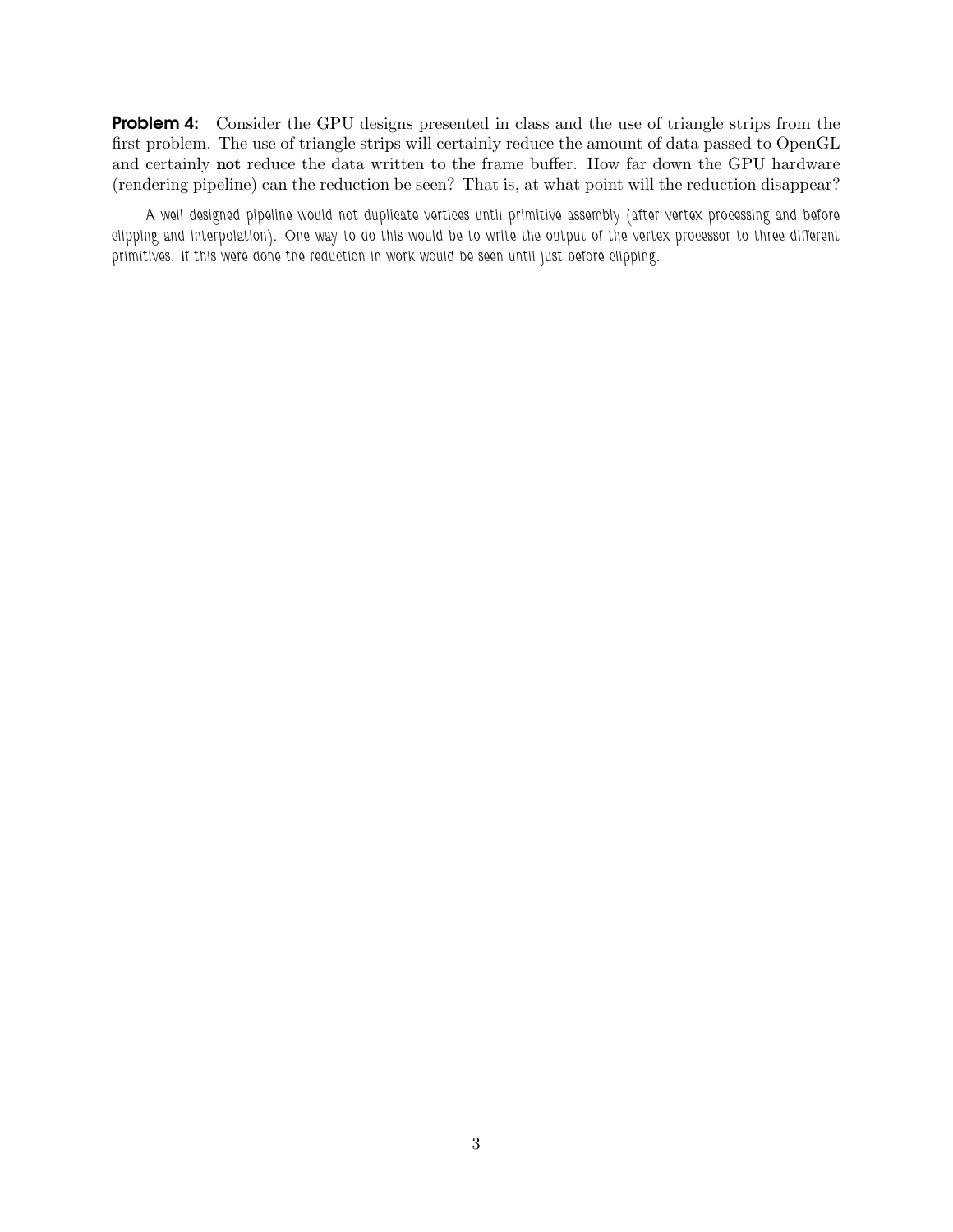**Problem 4:** Consider the GPU designs presented in class and the use of triangle strips from the first problem. The use of triangle strips will certainly reduce the amount of data passed to OpenGL and certainly **not** reduce the data written to the frame buffer. How far down the GPU hardware (rendering pipeline) can the reduction be seen? That is, at what point will the reduction disappear?

A well designed pipeline would not duplicate vertices until primitive assembly (after vertex processing and before clipping and interpolation). One way to do this would be to write the output of the vertex processor to three different primitives. If this were done the reduction in work would be seen until just before clipping.